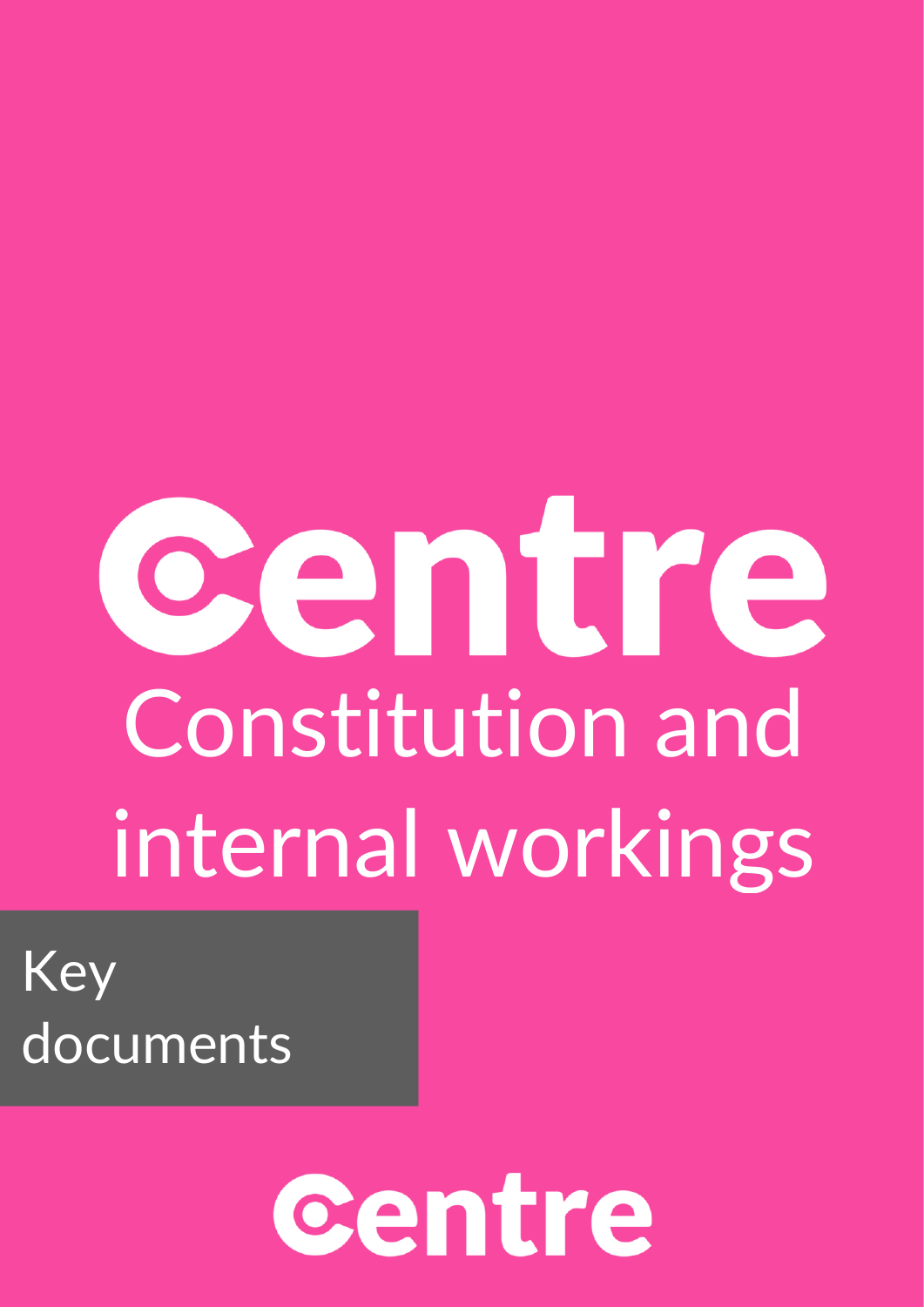# Centre

# Constitution and internal workings

Key documents

Centre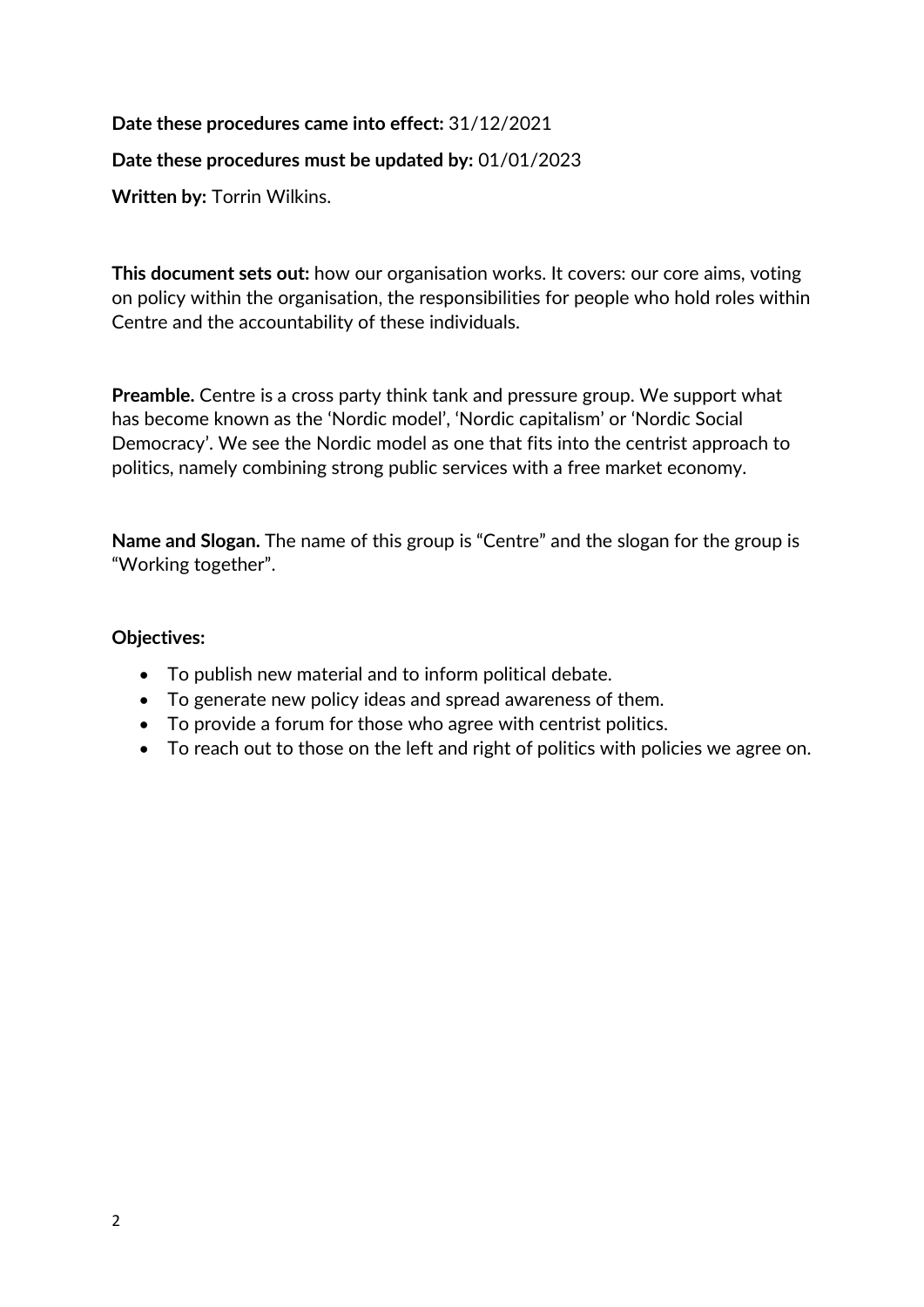**Date these procedures came into effect:** 31/12/2021

**Date these procedures must be updated by:** 01/01/2023

**Written by:** Torrin Wilkins.

**This document sets out:** how our organisation works. It covers: our core aims, voting on policy within the organisation, the responsibilities for people who hold roles within Centre and the accountability of these individuals.

**Preamble.** Centre is a cross party think tank and pressure group. We support what has become known as the 'Nordic model', 'Nordic capitalism' or 'Nordic Social Democracy'. We see the Nordic model as one that fits into the centrist approach to politics, namely combining strong public services with a free market economy.

**Name and Slogan.** The name of this group is "Centre" and the slogan for the group is "Working together".

**Objectives:**

- To publish new material and to inform political debate.
- To generate new policy ideas and spread awareness of them.
- To provide a forum for those who agree with centrist politics.
- To reach out to those on the left and right of politics with policies we agree on.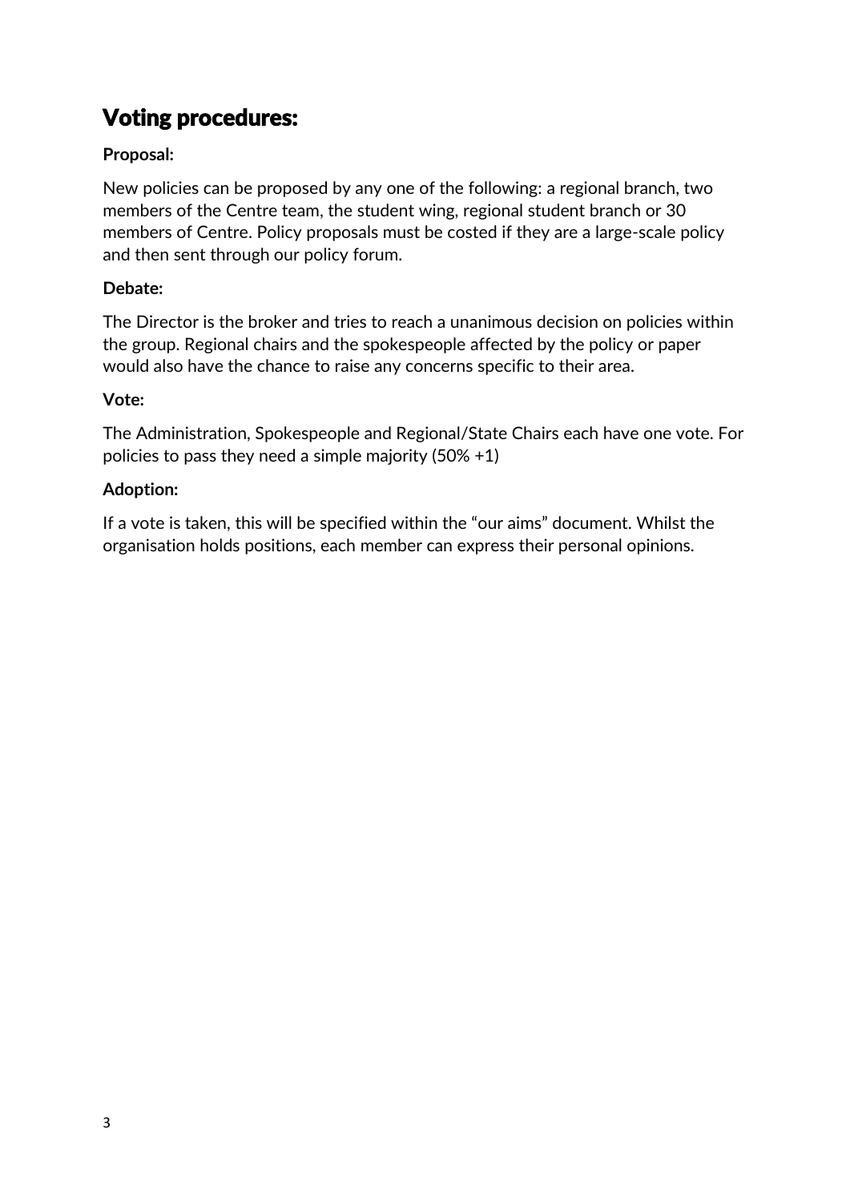## Voting procedures:

**Proposal:**

New policies can be proposed by any one of the following: a regional branch, two members of the Centre team, the student wing, regional student branch or 30 members of Centre. Policy proposals must be costed if they are a large-scale policy and then sent through our policy forum.

**Debate:**

The Director is the broker and tries to reach a unanimous decision on policies within the group. Regional chairs and the spokespeople affected by the policy or paper would also have the chance to raise any concerns specific to their area.

**Vote:**

The Administration, Spokespeople and Regional/State Chairs each have one vote. For policies to pass they need a simple majority (50% +1)

**Adoption:**

If a vote is taken, this will be specified within the "our aims" document. Whilst the organisation holds positions, each member can express their personal opinions.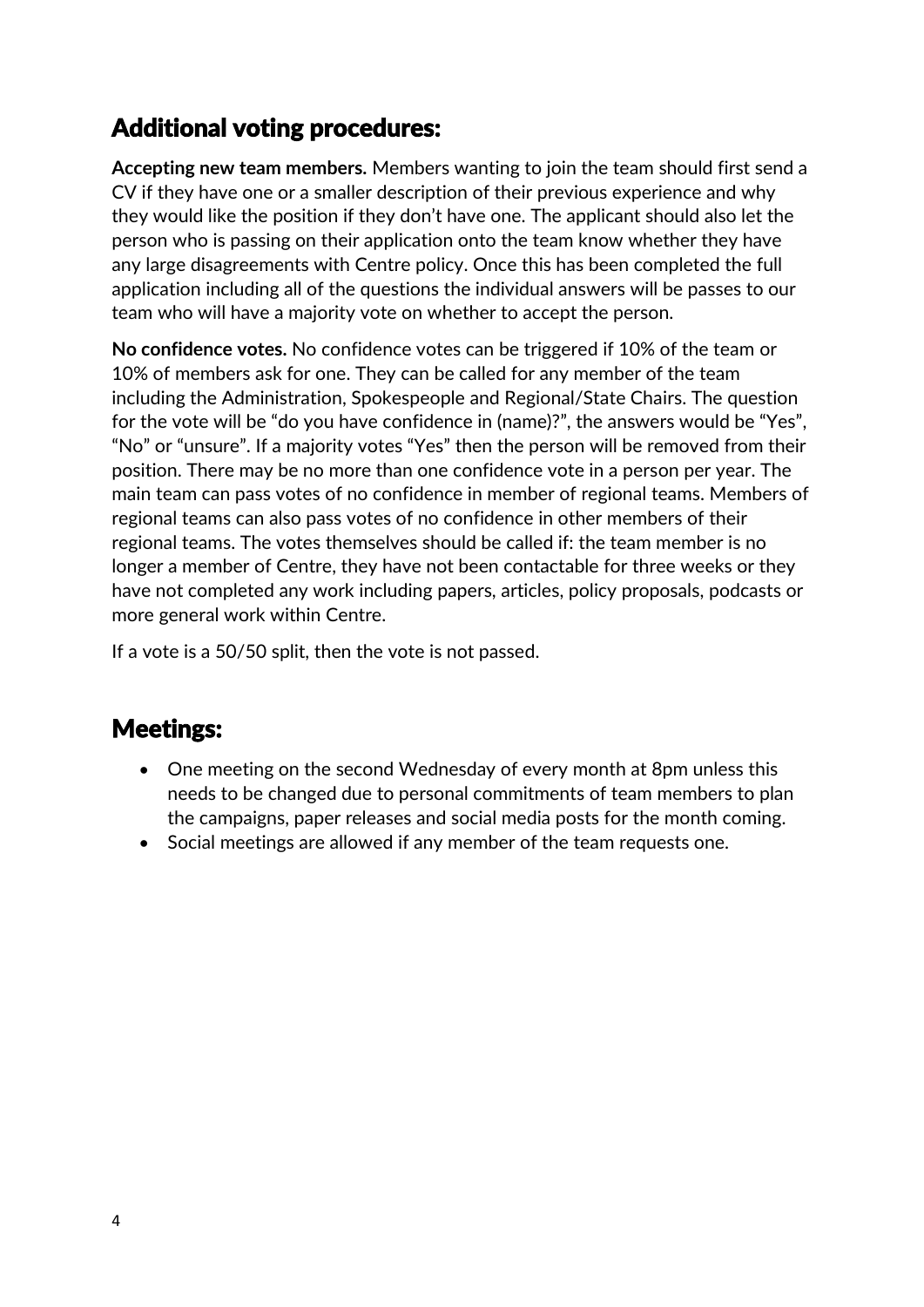## Additional voting procedures:

**Accepting new team members.** Members wanting to join the team should first send a CV if they have one or a smaller description of their previous experience and why they would like the position if they don't have one. The applicant should also let the person who is passing on their application onto the team know whether they have any large disagreements with Centre policy. Once this has been completed the full application including all of the questions the individual answers will be passes to our team who will have a majority vote on whether to accept the person.

**No confidence votes.** No confidence votes can be triggered if 10% of the team or 10% of members ask for one. They can be called for any member of the team including the Administration, Spokespeople and Regional/State Chairs. The question for the vote will be "do you have confidence in (name)?", the answers would be "Yes", "No" or "unsure". If a majority votes "Yes" then the person will be removed from their position. There may be no more than one confidence vote in a person per year. The main team can pass votes of no confidence in member of regional teams. Members of regional teams can also pass votes of no confidence in other members of their regional teams. The votes themselves should be called if: the team member is no longer a member of Centre, they have not been contactable for three weeks or they have not completed any work including papers, articles, policy proposals, podcasts or more general work within Centre.

If a vote is a 50/50 split, then the vote is not passed.

## Meetings:

- One meeting on the second Wednesday of every month at 8pm unless this needs to be changed due to personal commitments of team members to plan the campaigns, paper releases and social media posts for the month coming.
- Social meetings are allowed if any member of the team requests one.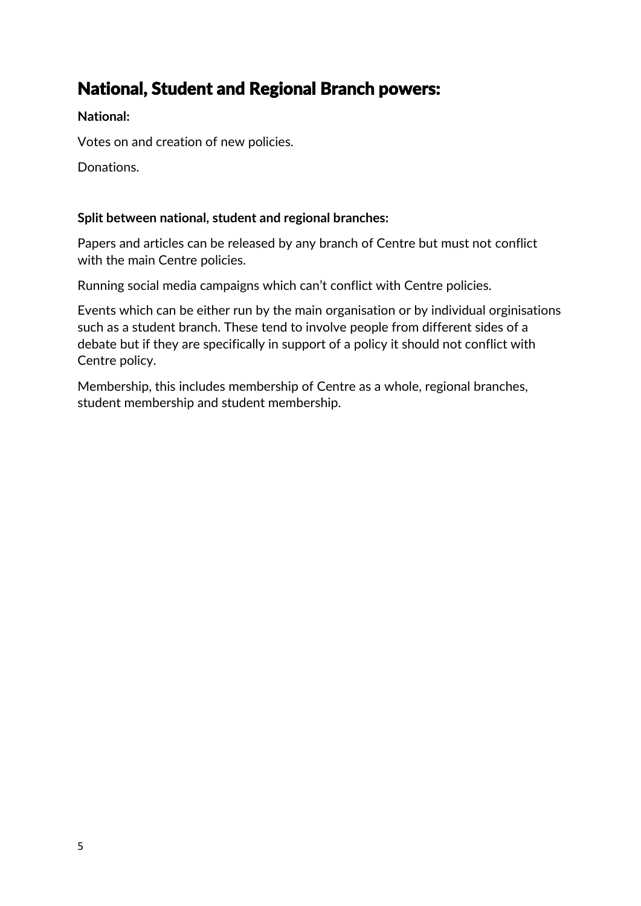## National, Student and Regional Branch powers:

**National:**

Votes on and creation of new policies.

Donations.

**Split between national, student and regional branches:**

Papers and articles can be released by any branch of Centre but must not conflict with the main Centre policies.

Running social media campaigns which can't conflict with Centre policies.

Events which can be either run by the main organisation or by individual orginisations such as a student branch. These tend to involve people from different sides of a debate but if they are specifically in support of a policy it should not conflict with Centre policy.

Membership, this includes membership of Centre as a whole, regional branches, student membership and student membership.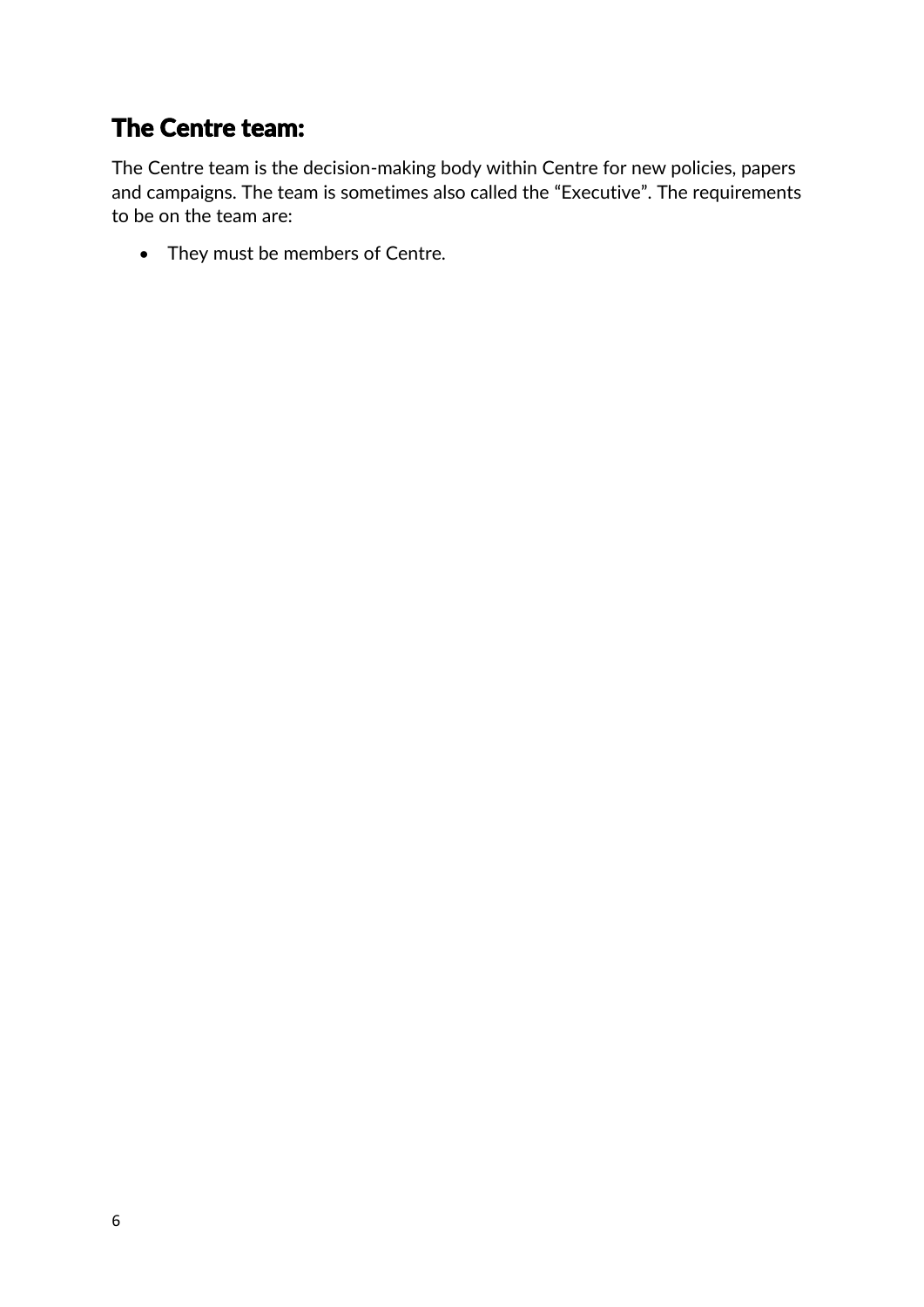## The Centre team:

The Centre team is the decision-making body within Centre for new policies, papers and campaigns. The team is sometimes also called the "Executive". The requirements to be on the team are:

- They must be members of Centre.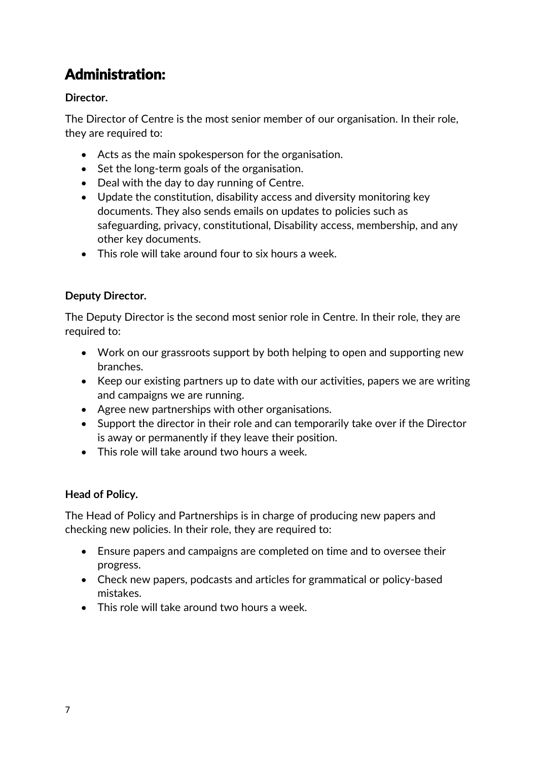## Administration:

**Director.**

The Director of Centre is the most senior member of our organisation. In their role, they are required to:

- Acts as the main spokesperson for the organisation.
- Set the long-term goals of the organisation.
- Deal with the day to day running of Centre.
- Update the constitution, disability access and diversity monitoring key documents. They also sends emails on updates to policies such as safeguarding, privacy, constitutional, Disability access, membership, and any other key documents.
- This role will take around four to six hours a week.

**Deputy Director.**

The Deputy Director is the second most senior role in Centre. In their role, they are required to:

- Work on our grassroots support by both helping to open and supporting new branches.
- Keep our existing partners up to date with our activities, papers we are writing and campaigns we are running.
- Agree new partnerships with other organisations.
- Support the director in their role and can temporarily take over if the Director is away or permanently if they leave their position.
- This role will take around two hours a week.

**Head of Policy.**

The Head of Policy and Partnerships is in charge of producing new papers and checking new policies. In their role, they are required to:

- Ensure papers and campaigns are completed on time and to oversee their progress.
- Check new papers, podcasts and articles for grammatical or policy-based mistakes.
- This role will take around two hours a week.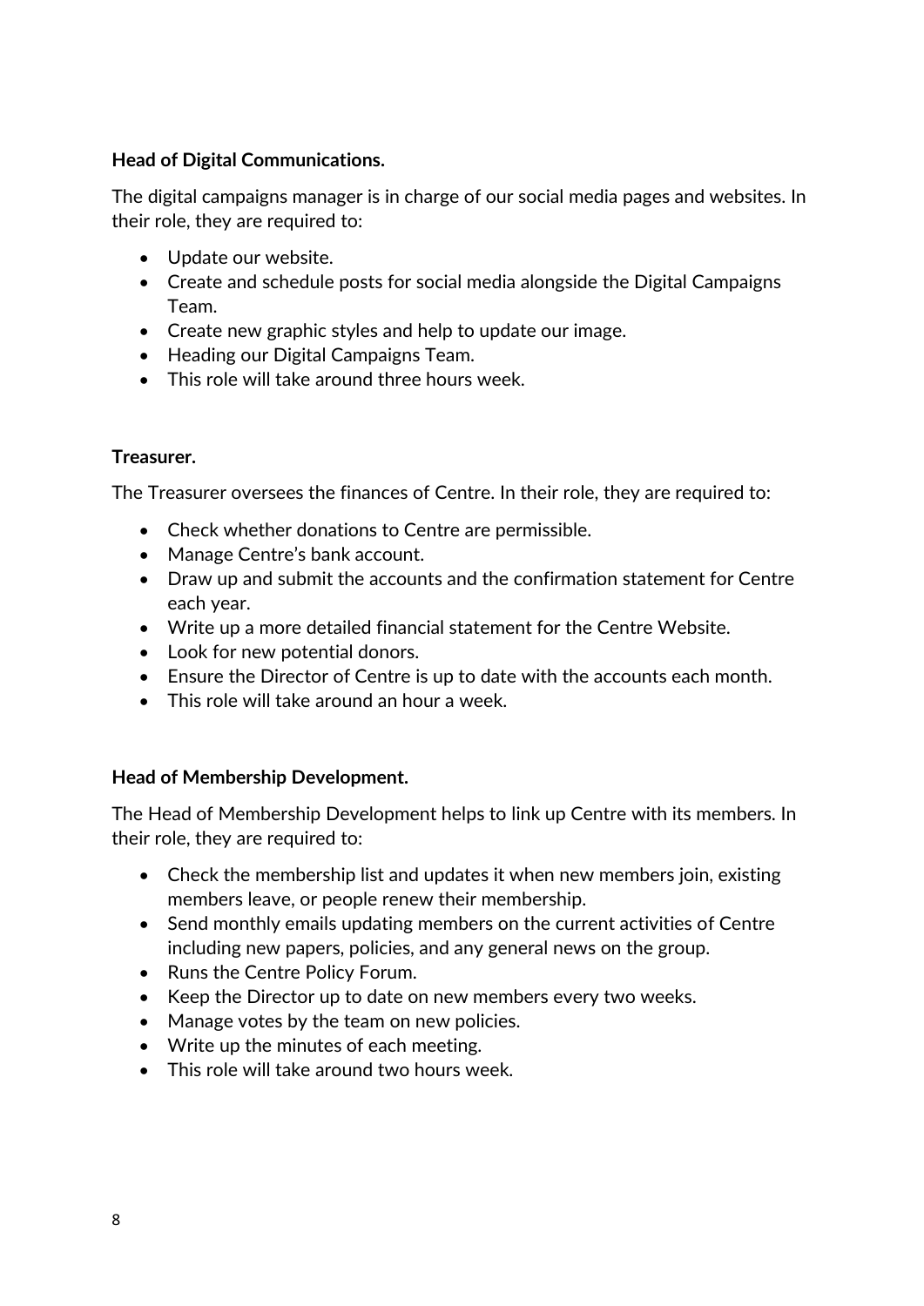**Head of Digital Communications.**

The digital campaigns manager is in charge of our social media pages and websites. In their role, they are required to:

- Update our website.
- Create and schedule posts for social media alongside the Digital Campaigns Team.
- Create new graphic styles and help to update our image.
- Heading our Digital Campaigns Team.
- This role will take around three hours week.

**Treasurer.**

The Treasurer oversees the finances of Centre. In their role, they are required to:

- Check whether donations to Centre are permissible.
- Manage Centre's bank account.
- Draw up and submit the accounts and the confirmation statement for Centre each year.
- Write up a more detailed financial statement for the Centre Website.
- Look for new potential donors.
- Ensure the Director of Centre is up to date with the accounts each month.
- This role will take around an hour a week.

**Head of Membership Development.**

The Head of Membership Development helps to link up Centre with its members. In their role, they are required to:

- Check the membership list and updates it when new members join, existing members leave, or people renew their membership.
- Send monthly emails updating members on the current activities of Centre including new papers, policies, and any general news on the group.
- Runs the Centre Policy Forum.
- Keep the Director up to date on new members every two weeks.
- Manage votes by the team on new policies.
- Write up the minutes of each meeting.
- This role will take around two hours week.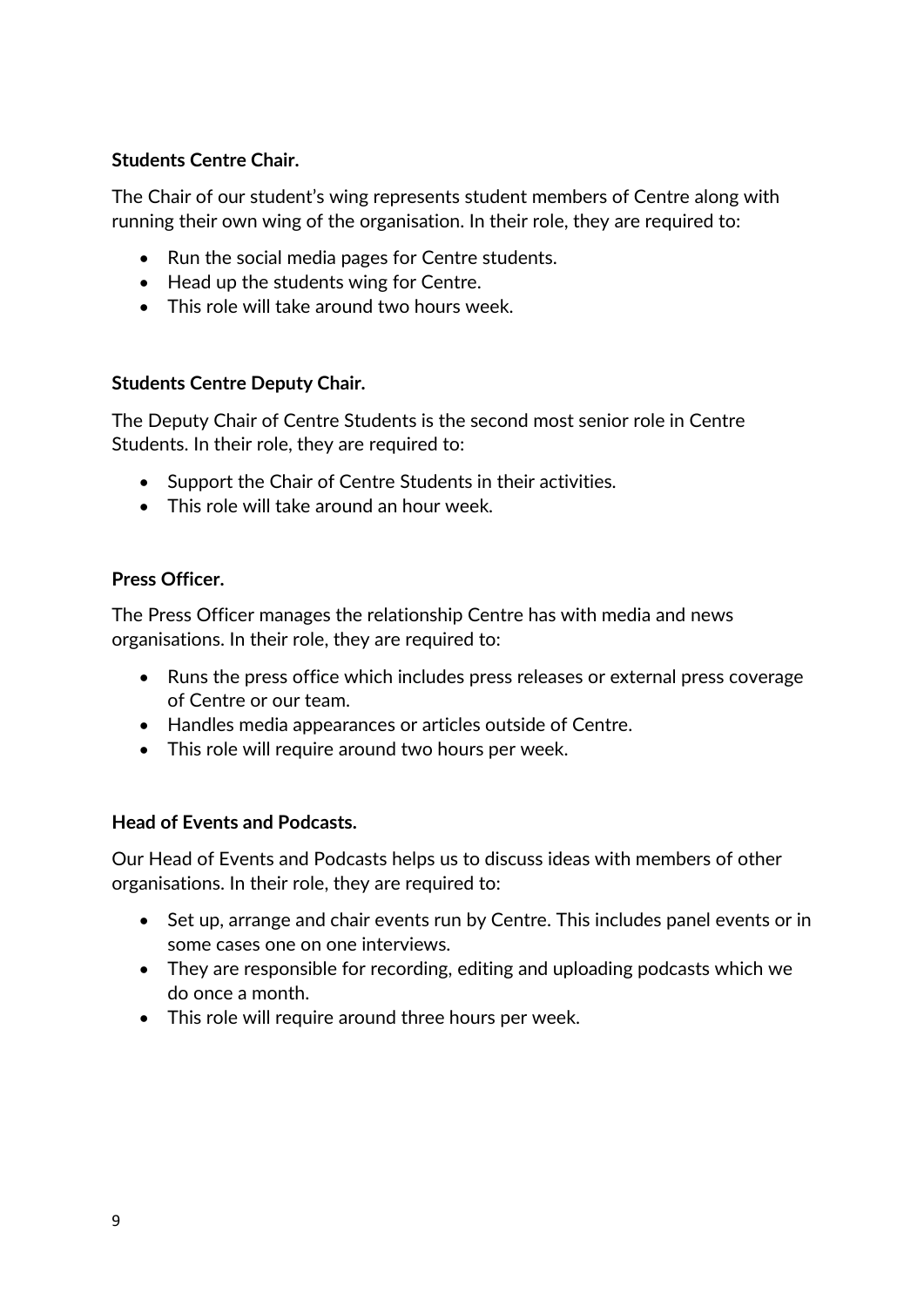**Students Centre Chair.**

The Chair of our student's wing represents student members of Centre along with running their own wing of the organisation. In their role, they are required to:

- Run the social media pages for Centre students.
- Head up the students wing for Centre.
- This role will take around two hours week.

**Students Centre Deputy Chair.**

The Deputy Chair of Centre Students is the second most senior role in Centre Students. In their role, they are required to:

- Support the Chair of Centre Students in their activities.
- This role will take around an hour week.

**Press Officer.**

The Press Officer manages the relationship Centre has with media and news organisations. In their role, they are required to:

- Runs the press office which includes press releases or external press coverage of Centre or our team.
- Handles media appearances or articles outside of Centre.
- This role will require around two hours per week.

**Head of Events and Podcasts.**

Our Head of Events and Podcasts helps us to discuss ideas with members of other organisations. In their role, they are required to:

- Set up, arrange and chair events run by Centre. This includes panel events or in some cases one on one interviews.
- They are responsible for recording, editing and uploading podcasts which we do once a month.
- This role will require around three hours per week.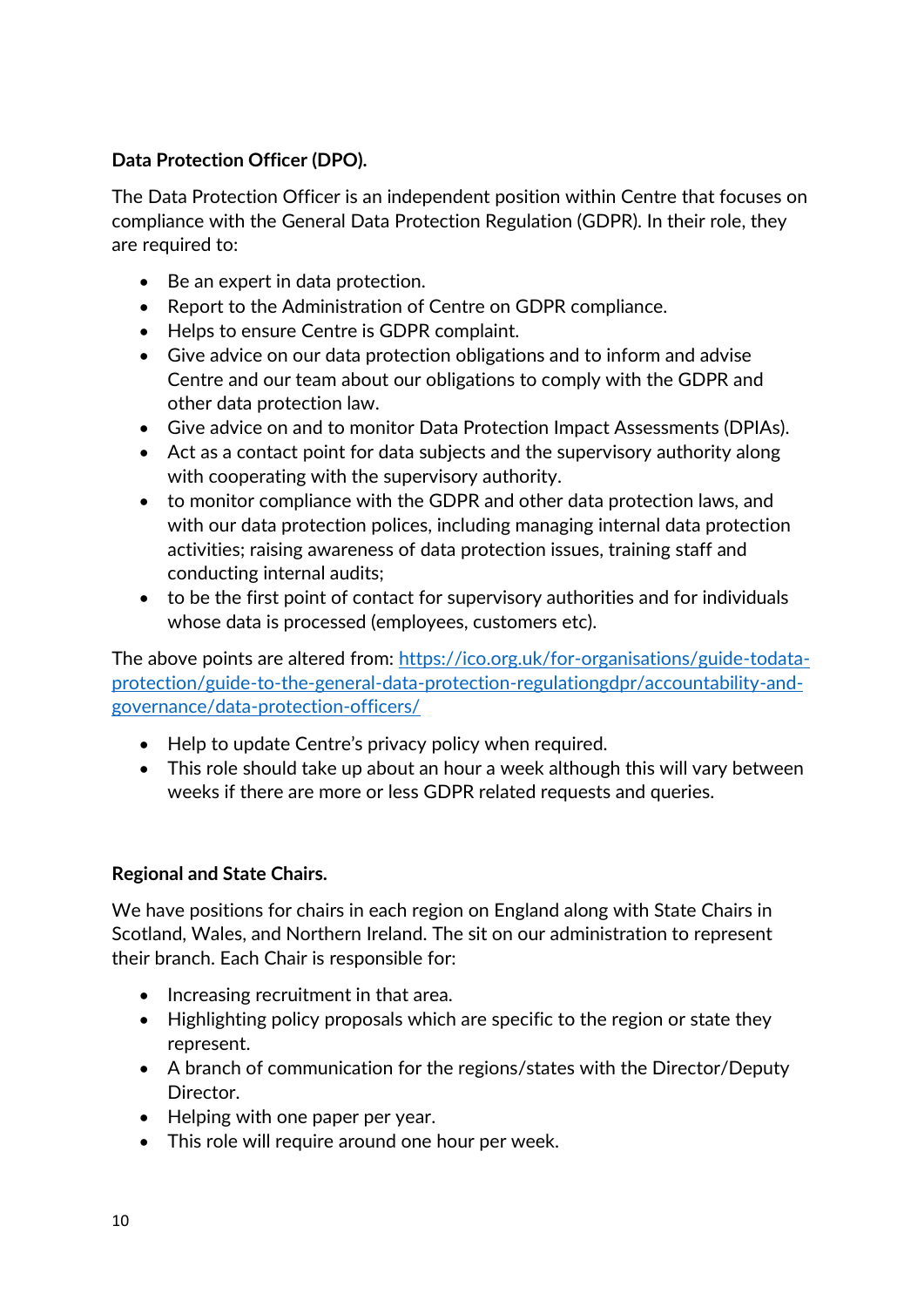**Data Protection Officer (DPO).**

The Data Protection Officer is an independent position within Centre that focuses on compliance with the General Data Protection Regulation (GDPR). In their role, they are required to:

- Be an expert in data protection.
- Report to the Administration of Centre on GDPR compliance.
- Helps to ensure Centre is GDPR complaint.
- Give advice on our data protection obligations and to inform and advise Centre and our team about our obligations to comply with the GDPR and other data protection law.
- Give advice on and to monitor Data Protection Impact Assessments (DPIAs).
- Act as a contact point for data subjects and the supervisory authority along with cooperating with the supervisory authority.
- to monitor compliance with the GDPR and other data protection laws, and with our data protection polices, including managing internal data protection activities; raising awareness of data protection issues, training staff and conducting internal audits;
- to be the first point of contact for supervisory authorities and for individuals whose data is processed (employees, customers etc).

The above points are altered from: [https://ico.org.uk/for-organisations/guide-todata-protection/guide-to-the-general-data-protection-regulationgdpr/accountability-and-governance/data-protection-officers/](https://ico.org.uk/for-organisations/guide-todata-protection/guide-to-the-general-data-protection-regulationgdpr/accountability-and-governance/data-protection-officers/)

- Help to update Centre's privacy policy when required.
- This role should take up about an hour a week although this will vary between weeks if there are more or less GDPR related requests and queries.

**Regional and State Chairs.**

We have positions for chairs in each region on England along with State Chairs in Scotland, Wales, and Northern Ireland. The sit on our administration to represent their branch. Each Chair is responsible for:

- Increasing recruitment in that area.
- Highlighting policy proposals which are specific to the region or state they represent.
- A branch of communication for the regions/states with the Director/Deputy Director.
- Helping with one paper per year.
- This role will require around one hour per week.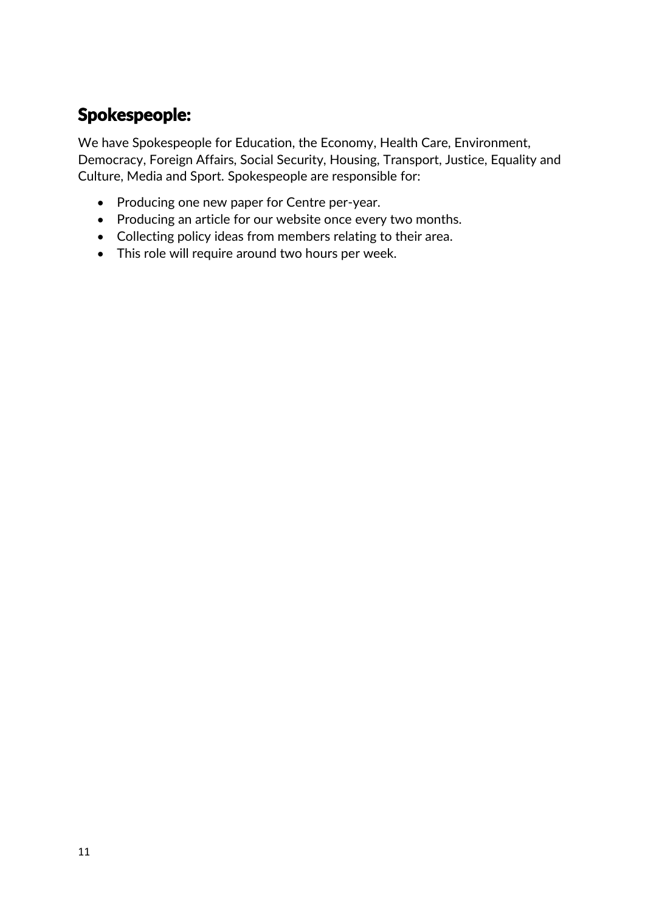## Spokespeople:

We have Spokespeople for Education, the Economy, Health Care, Environment, Democracy, Foreign Affairs, Social Security, Housing, Transport, Justice, Equality and Culture, Media and Sport. Spokespeople are responsible for:

- Producing one new paper for Centre per-year.
- Producing an article for our website once every two months.
- Collecting policy ideas from members relating to their area.
- This role will require around two hours per week.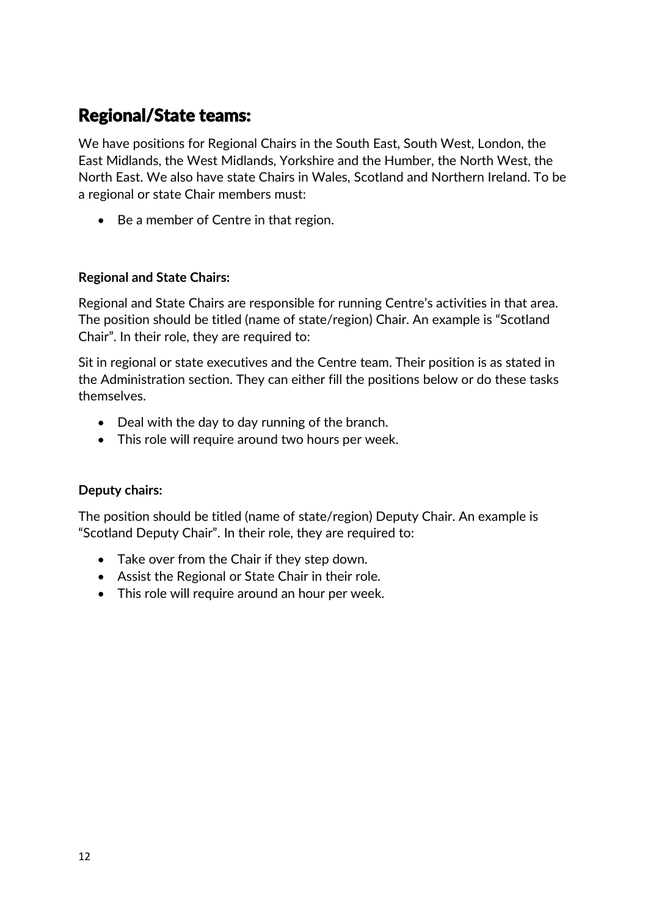## Regional/State teams:

We have positions for Regional Chairs in the South East, South West, London, the East Midlands, the West Midlands, Yorkshire and the Humber, the North West, the North East. We also have state Chairs in Wales, Scotland and Northern Ireland. To be a regional or state Chair members must:

- Be a member of Centre in that region.

**Regional and State Chairs:**

Regional and State Chairs are responsible for running Centre's activities in that area. The position should be titled (name of state/region) Chair. An example is "Scotland Chair". In their role, they are required to:

Sit in regional or state executives and the Centre team. Their position is as stated in the Administration section. They can either fill the positions below or do these tasks themselves.

- Deal with the day to day running of the branch.
- This role will require around two hours per week.

**Deputy chairs:**

The position should be titled (name of state/region) Deputy Chair. An example is "Scotland Deputy Chair". In their role, they are required to:

- Take over from the Chair if they step down.
- Assist the Regional or State Chair in their role.
- This role will require around an hour per week.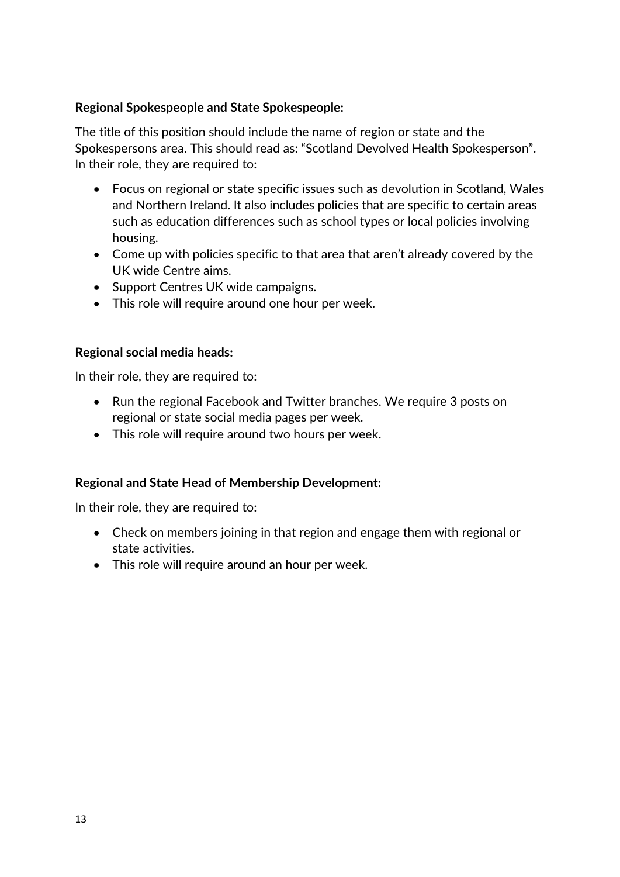**Regional Spokespeople and State Spokespeople:**

The title of this position should include the name of region or state and the Spokespersons area. This should read as: "Scotland Devolved Health Spokesperson". In their role, they are required to:

- Focus on regional or state specific issues such as devolution in Scotland, Wales and Northern Ireland. It also includes policies that are specific to certain areas such as education differences such as school types or local policies involving housing.
- Come up with policies specific to that area that aren't already covered by the UK wide Centre aims.
- Support Centres UK wide campaigns.
- This role will require around one hour per week.

**Regional social media heads:**

In their role, they are required to:

- Run the regional Facebook and Twitter branches. We require 3 posts on regional or state social media pages per week.
- This role will require around two hours per week.

**Regional and State Head of Membership Development:**

In their role, they are required to:

- Check on members joining in that region and engage them with regional or state activities.
- This role will require around an hour per week.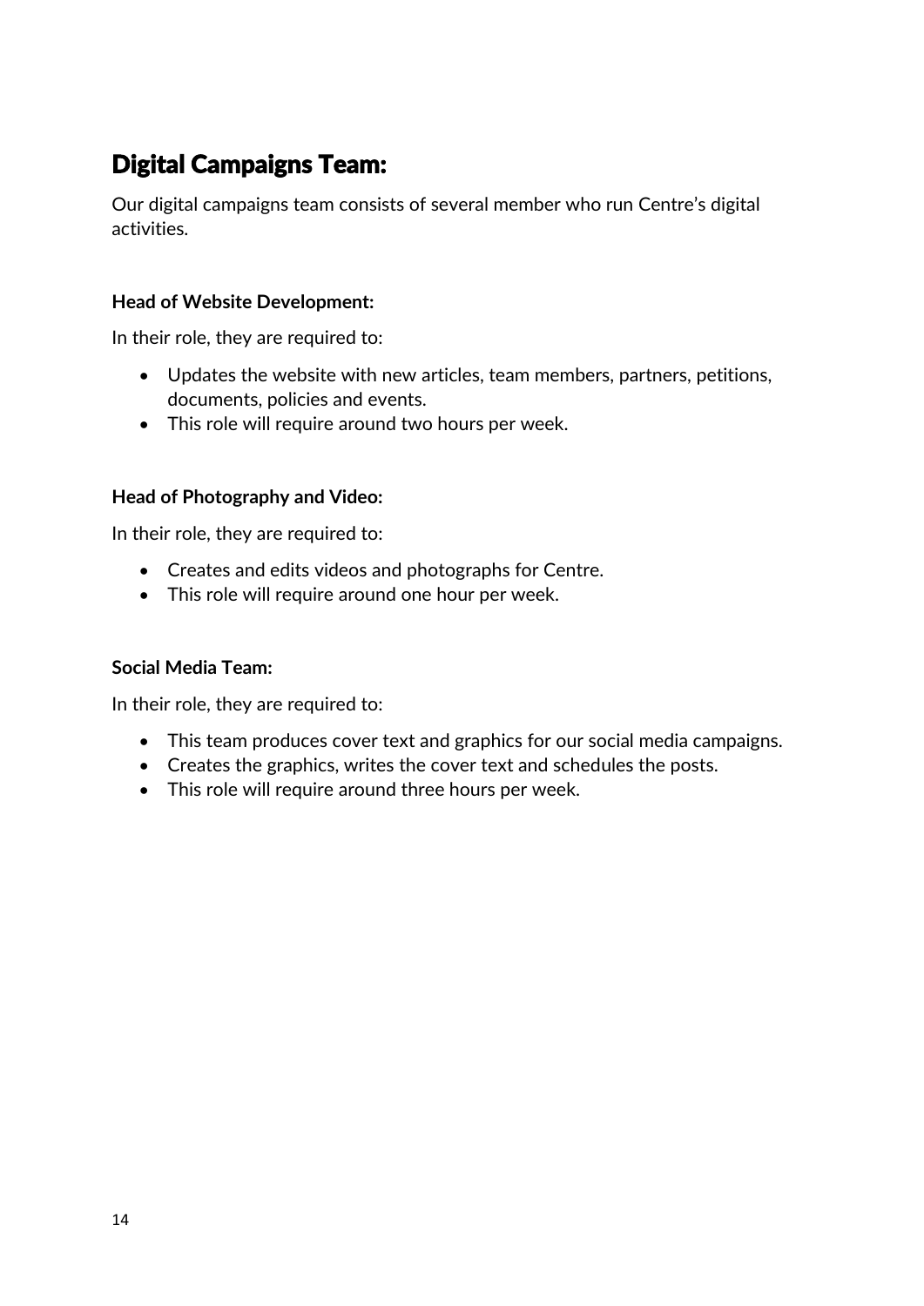## Digital Campaigns Team:

Our digital campaigns team consists of several member who run Centre's digital activities.

**Head of Website Development:**

In their role, they are required to:

- Updates the website with new articles, team members, partners, petitions, documents, policies and events.
- This role will require around two hours per week.

**Head of Photography and Video:**

In their role, they are required to:

- Creates and edits videos and photographs for Centre.
- This role will require around one hour per week.

**Social Media Team:**

In their role, they are required to:

- This team produces cover text and graphics for our social media campaigns.
- Creates the graphics, writes the cover text and schedules the posts.
- This role will require around three hours per week.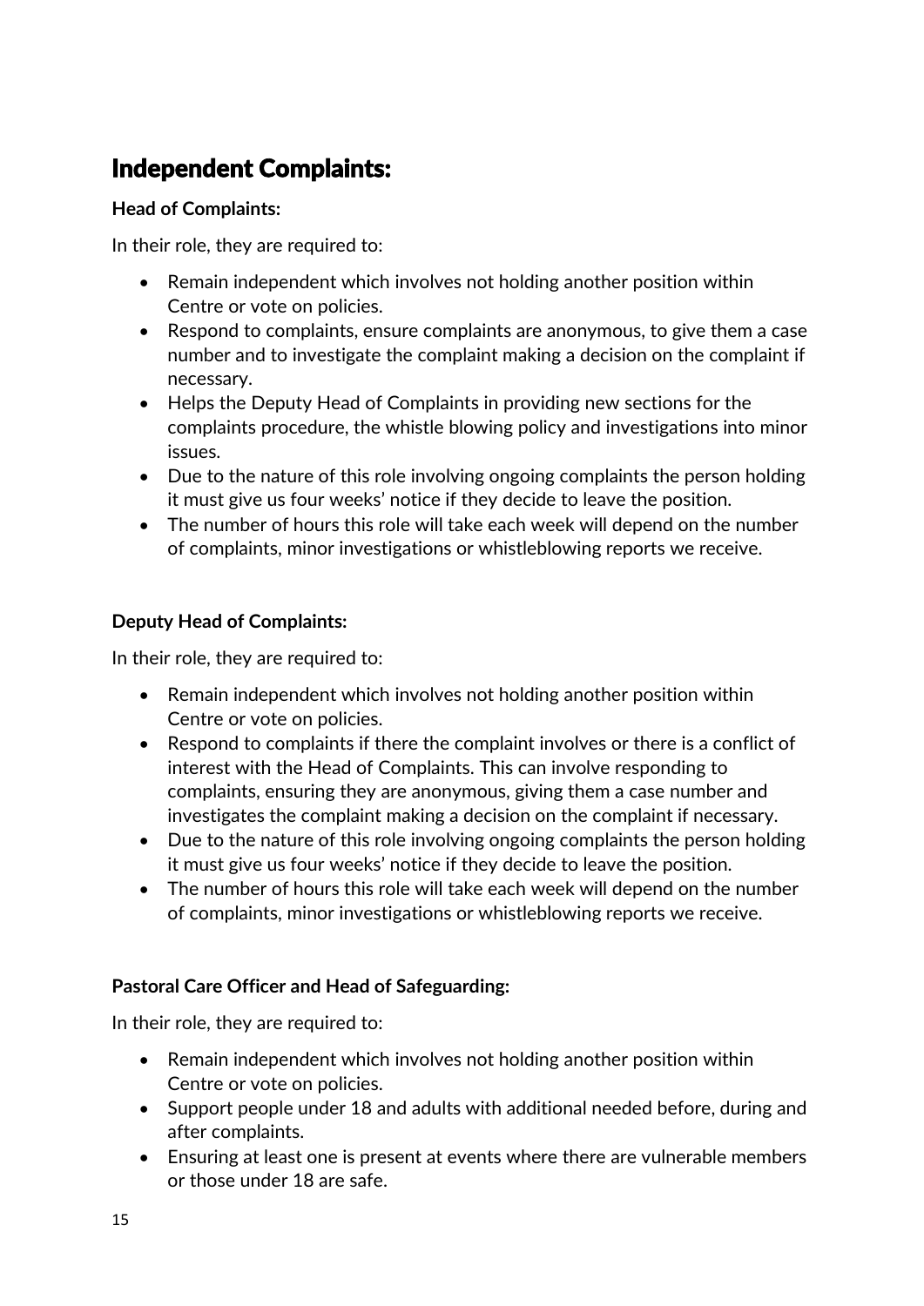## Independent Complaints:

**Head of Complaints:**

In their role, they are required to:

- Remain independent which involves not holding another position within Centre or vote on policies.
- Respond to complaints, ensure complaints are anonymous, to give them a case number and to investigate the complaint making a decision on the complaint if necessary.
- Helps the Deputy Head of Complaints in providing new sections for the complaints procedure, the whistle blowing policy and investigations into minor issues.
- Due to the nature of this role involving ongoing complaints the person holding it must give us four weeks' notice if they decide to leave the position.
- The number of hours this role will take each week will depend on the number of complaints, minor investigations or whistleblowing reports we receive.

**Deputy Head of Complaints:**

In their role, they are required to:

- Remain independent which involves not holding another position within Centre or vote on policies.
- Respond to complaints if there the complaint involves or there is a conflict of interest with the Head of Complaints. This can involve responding to complaints, ensuring they are anonymous, giving them a case number and investigates the complaint making a decision on the complaint if necessary.
- Due to the nature of this role involving ongoing complaints the person holding it must give us four weeks' notice if they decide to leave the position.
- The number of hours this role will take each week will depend on the number of complaints, minor investigations or whistleblowing reports we receive.

**Pastoral Care Officer and Head of Safeguarding:**

In their role, they are required to:

- Remain independent which involves not holding another position within Centre or vote on policies.
- Support people under 18 and adults with additional needed before, during and after complaints.
- Ensuring at least one is present at events where there are vulnerable members or those under 18 are safe.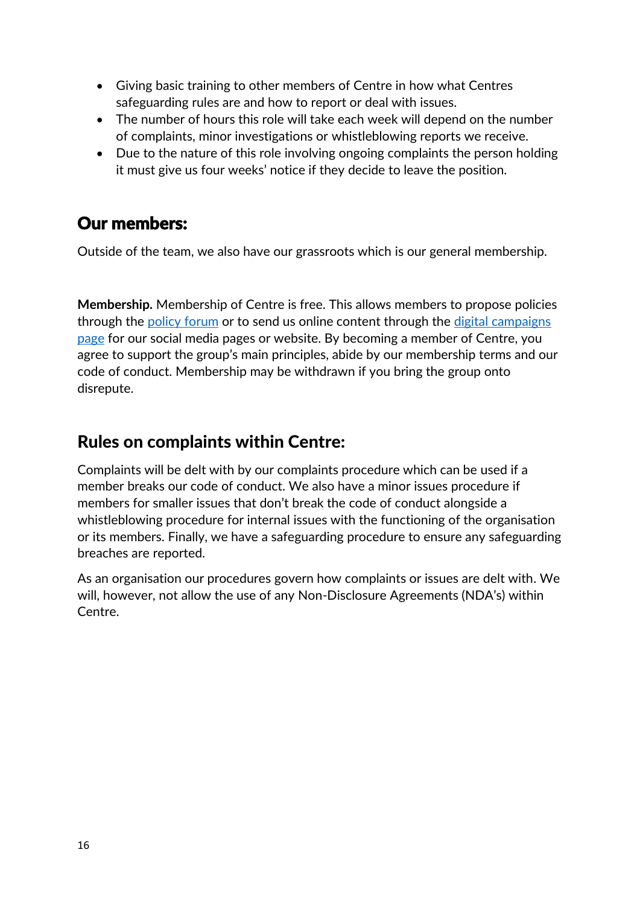- Giving basic training to other members of Centre in how what Centres safeguarding rules are and how to report or deal with issues.
- The number of hours this role will take each week will depend on the number of complaints, minor investigations or whistleblowing reports we receive.
- Due to the nature of this role involving ongoing complaints the person holding it must give us four weeks' notice if they decide to leave the position.

## Our members:

Outside of the team, we also have our grassroots which is our general membership.

**Membership.** Membership of Centre is free. This allows members to propose policies through the policy forum or to send us online content through the digital campaigns page for our social media pages or website. By becoming a member of Centre, you agree to support the group's main principles, abide by our membership terms and our code of conduct. Membership may be withdrawn if you bring the group onto disrepute.

## Rules on complaints within Centre:

Complaints will be delt with by our complaints procedure which can be used if a member breaks our code of conduct. We also have a minor issues procedure if members for smaller issues that don't break the code of conduct alongside a whistleblowing procedure for internal issues with the functioning of the organisation or its members. Finally, we have a safeguarding procedure to ensure any safeguarding breaches are reported.

As an organisation our procedures govern how complaints or issues are delt with. We will, however, not allow the use of any Non-Disclosure Agreements (NDA's) within Centre.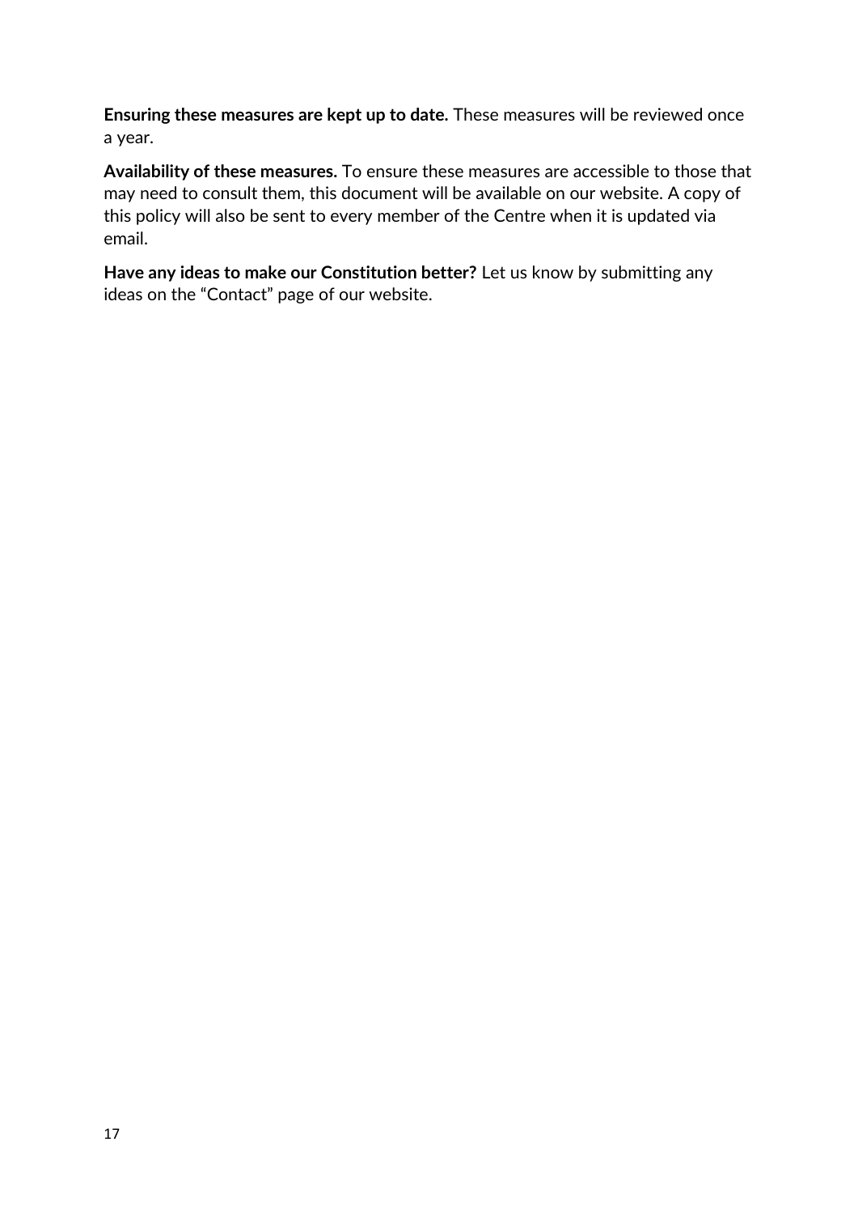**Ensuring these measures are kept up to date.** These measures will be reviewed once a year.

**Availability of these measures.** To ensure these measures are accessible to those that may need to consult them, this document will be available on our website. A copy of this policy will also be sent to every member of the Centre when it is updated via email.

**Have any ideas to make our Constitution better?** Let us know by submitting any ideas on the "Contact" page of our website.